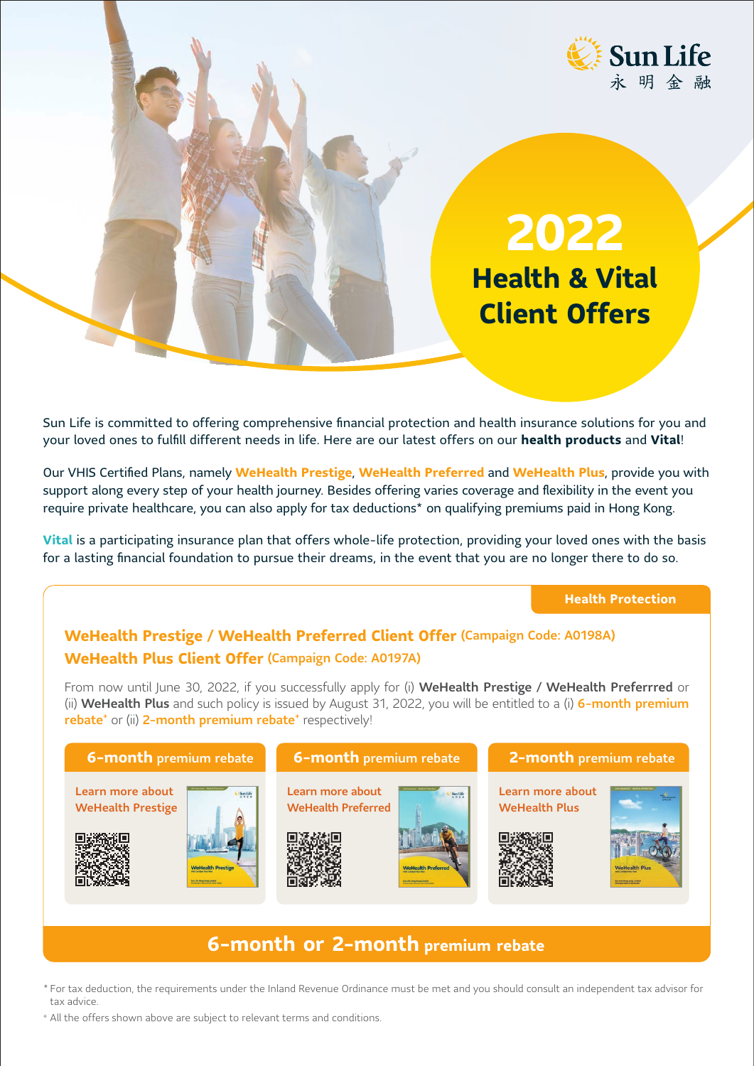Sun Life
永明金融

# 2022 Health & Vital Client Offers

Sun Life is committed to offering comprehensive financial protection and health insurance solutions for you and your loved ones to fulfill different needs in life. Here are our latest offers on our **health products** and **Vital**!

Our VHIS Certified Plans, namely **WeHealth Prestige**, **WeHealth Preferred** and **WeHealth Plus**, provide you with support along every step of your health journey. Besides offering varies coverage and flexibility in the event you require private healthcare, you can also apply for tax deductions* on qualifying premiums paid in Hong Kong.

**Vital** is a participating insurance plan that offers whole-life protection, providing your loved ones with the basis for a lasting financial foundation to pursue their dreams, in the event that you are no longer there to do so.

**Health Protection**

## WeHealth Prestige / WeHealth Preferred Client Offer (Campaign Code: A0198A)
## WeHealth Plus Client Offer (Campaign Code: A0197A)

From now until June 30, 2022, if you successfully apply for (i) **WeHealth Prestige / WeHealth Preferrred** or (ii) **WeHealth Plus** and such policy is issued by August 31, 2022, you will be entitled to a (i) **6-month premium rebate**+ or (ii) **2-month premium rebate**+ respectively!

**6-month premium rebate**

Learn more about WeHealth Prestige

**6-month premium rebate**

Learn more about WeHealth Preferred

**2-month premium rebate**

Learn more about WeHealth Plus

**6-month or 2-month premium rebate**

\* For tax deduction, the requirements under the Inland Revenue Ordinance must be met and you should consult an independent tax advisor for tax advice.

+ All the offers shown above are subject to relevant terms and conditions.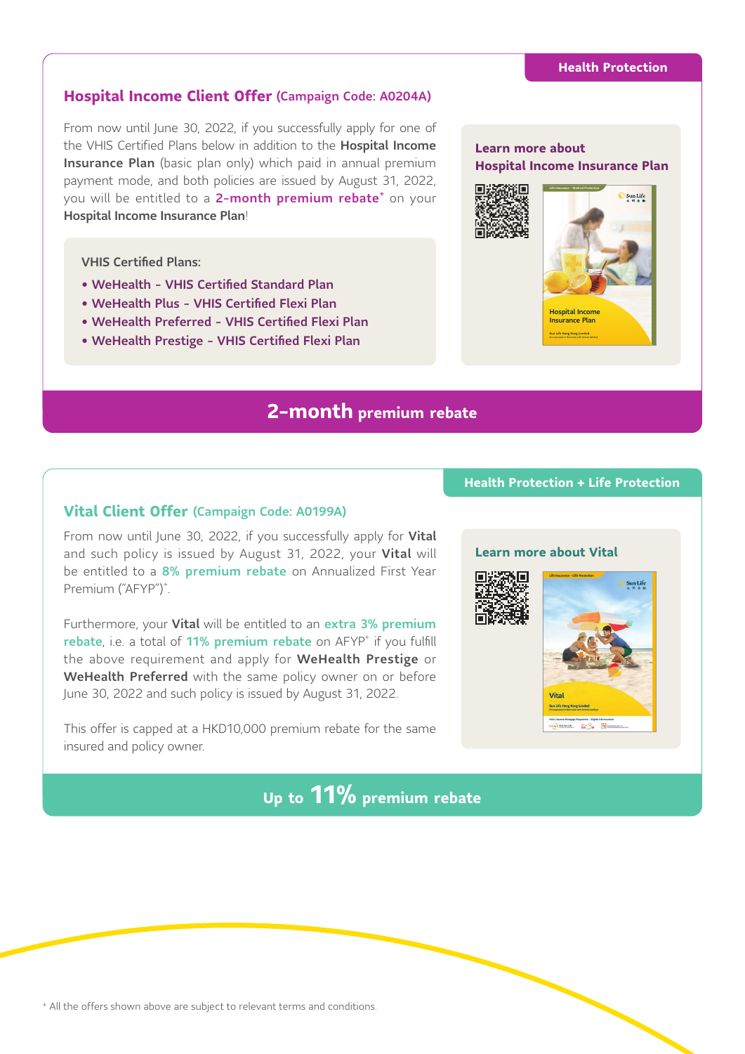Health Protection

## Hospital Income Client Offer (Campaign Code: A0204A)

From now until June 30, 2022, if you successfully apply for one of the VHIS Certified Plans below in addition to the **Hospital Income Insurance Plan** (basic plan only) which paid in annual premium payment mode, and both policies are issued by August 31, 2022, you will be entitled to a **2-month premium rebate**⁺ on your **Hospital Income Insurance Plan**!

VHIS Certified Plans:

- WeHealth - VHIS Certified Standard Plan
- WeHealth Plus - VHIS Certified Flexi Plan
- WeHealth Preferred - VHIS Certified Flexi Plan
- WeHealth Prestige - VHIS Certified Flexi Plan

**Learn more about Hospital Income Insurance Plan**

**2-month premium rebate**

Health Protection + Life Protection

## Vital Client Offer (Campaign Code: A0199A)

From now until June 30, 2022, if you successfully apply for **Vital** and such policy is issued by August 31, 2022, your **Vital** will be entitled to a **8% premium rebate** on Annualized First Year Premium ("AFYP")⁺.

Furthermore, your **Vital** will be entitled to an **extra 3% premium rebate**, i.e. a total of **11% premium rebate** on AFYP⁺ if you fulfill the above requirement and apply for **WeHealth Prestige** or **WeHealth Preferred** with the same policy owner on or before June 30, 2022 and such policy is issued by August 31, 2022.

This offer is capped at a HKD10,000 premium rebate for the same insured and policy owner.

**Learn more about Vital**

**Up to 11% premium rebate**

⁺ All the offers shown above are subject to relevant terms and conditions.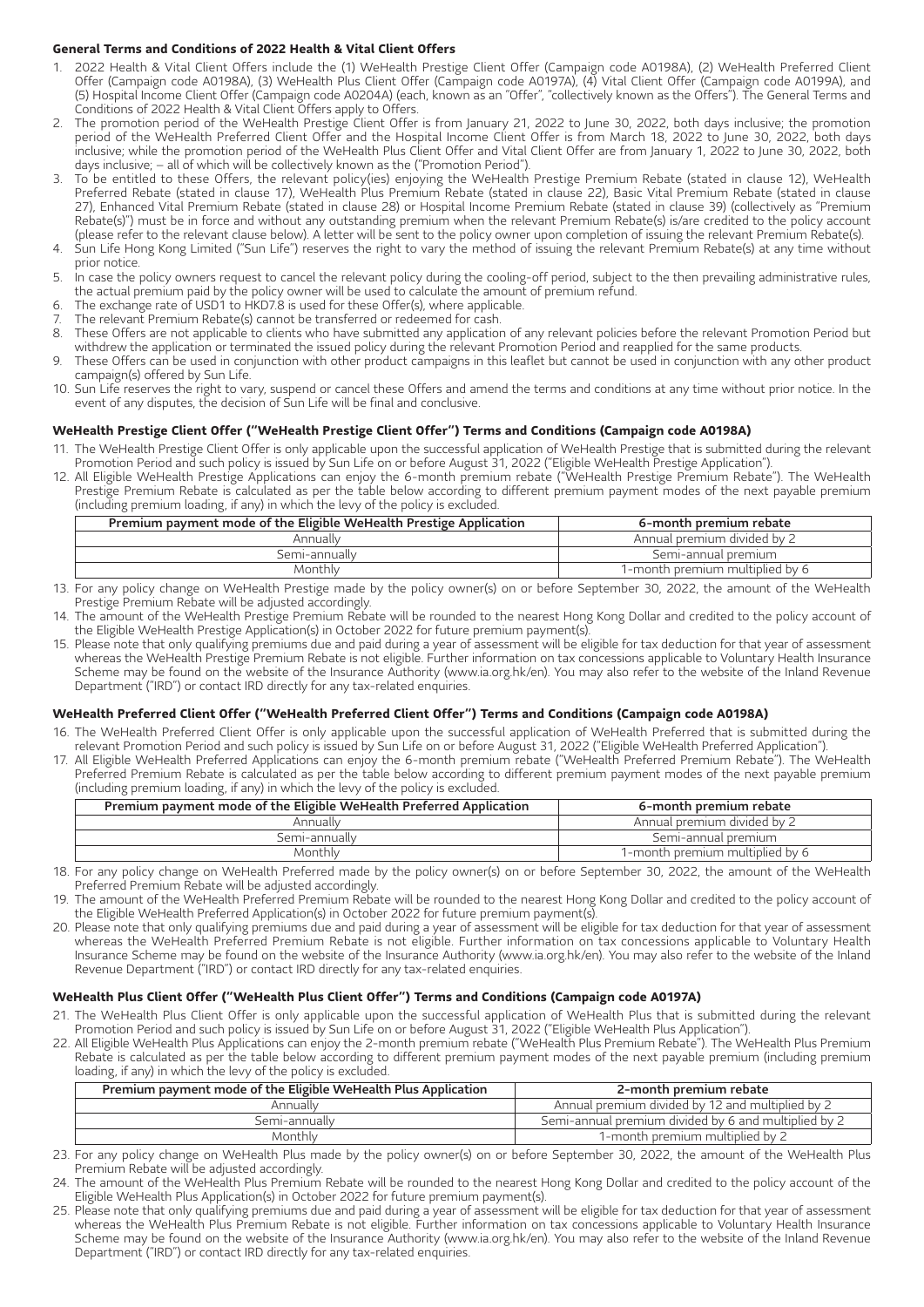### General Terms and Conditions of 2022 Health & Vital Client Offers

1. 2022 Health & Vital Client Offers include the (1) WeHealth Prestige Client Offer (Campaign code A0198A), (2) WeHealth Preferred Client Offer (Campaign code A0198A), (3) WeHealth Plus Client Offer (Campaign code A0197A), (4) Vital Client Offer (Campaign code A0199A), and (5) Hospital Income Client Offer (Campaign code A0204A) (each, known as an "Offer", "collectively known as the Offers"). The General Terms and Conditions of 2022 Health & Vital Client Offers apply to Offers.
2. The promotion period of the WeHealth Prestige Client Offer is from January 21, 2022 to June 30, 2022, both days inclusive; the promotion period of the WeHealth Preferred Client Offer and the Hospital Income Client Offer is from March 18, 2022 to June 30, 2022, both days inclusive; while the promotion period of the WeHealth Plus Client Offer and Vital Client Offer are from January 1, 2022 to June 30, 2022, both days inclusive; – all of which will be collectively known as the ("Promotion Period").
3. To be entitled to these Offers, the relevant policy(ies) enjoying the WeHealth Prestige Premium Rebate (stated in clause 12), WeHealth Preferred Rebate (stated in clause 17), WeHealth Plus Premium Rebate (stated in clause 22), Basic Vital Premium Rebate (stated in clause 27), Enhanced Vital Premium Rebate (stated in clause 28) or Hospital Income Premium Rebate (stated in clause 39) (collectively as "Premium Rebate(s)") must be in force and without any outstanding premium when the relevant Premium Rebate(s) is/are credited to the policy account (please refer to the relevant clause below). A letter will be sent to the policy owner upon completion of issuing the relevant Premium Rebate(s).
4. Sun Life Hong Kong Limited ("Sun Life") reserves the right to vary the method of issuing the relevant Premium Rebate(s) at any time without prior notice.
5. In case the policy owners request to cancel the relevant policy during the cooling-off period, subject to the then prevailing administrative rules, the actual premium paid by the policy owner will be used to calculate the amount of premium refund.
6. The exchange rate of USD1 to HKD7.8 is used for these Offer(s), where applicable.
7. The relevant Premium Rebate(s) cannot be transferred or redeemed for cash.
8. These Offers are not applicable to clients who have submitted any application of any relevant policies before the relevant Promotion Period but withdrew the application or terminated the issued policy during the relevant Promotion Period and reapplied for the same products.
9. These Offers can be used in conjunction with other product campaigns in this leaflet but cannot be used in conjunction with any other product campaign(s) offered by Sun Life.
10. Sun Life reserves the right to vary, suspend or cancel these Offers and amend the terms and conditions at any time without prior notice. In the event of any disputes, the decision of Sun Life will be final and conclusive.

### WeHealth Prestige Client Offer ("WeHealth Prestige Client Offer") Terms and Conditions (Campaign code A0198A)

11. The WeHealth Prestige Client Offer is only applicable upon the successful application of WeHealth Prestige that is submitted during the relevant Promotion Period and such policy is issued by Sun Life on or before August 31, 2022 ("Eligible WeHealth Prestige Application").
12. All Eligible WeHealth Prestige Applications can enjoy the 6-month premium rebate ("WeHealth Prestige Premium Rebate"). The WeHealth Prestige Premium Rebate is calculated as per the table below according to different premium payment modes of the next payable premium (including premium loading, if any) in which the levy of the policy is excluded.

| Premium payment mode of the Eligible WeHealth Prestige Application | 6-month premium rebate |
|---|---|
| Annually | Annual premium divided by 2 |
| Semi-annually | Semi-annual premium |
| Monthly | 1-month premium multiplied by 6 |

13. For any policy change on WeHealth Prestige made by the policy owner(s) on or before September 30, 2022, the amount of the WeHealth Prestige Premium Rebate will be adjusted accordingly.
14. The amount of the WeHealth Prestige Premium Rebate will be rounded to the nearest Hong Kong Dollar and credited to the policy account of the Eligible WeHealth Prestige Application(s) in October 2022 for future premium payment(s).
15. Please note that only qualifying premiums due and paid during a year of assessment will be eligible for tax deduction for that year of assessment whereas the WeHealth Prestige Premium Rebate is not eligible. Further information on tax concessions applicable to Voluntary Health Insurance Scheme may be found on the website of the Insurance Authority (www.ia.org.hk/en). You may also refer to the website of the Inland Revenue Department ("IRD") or contact IRD directly for any tax-related enquiries.

### WeHealth Preferred Client Offer ("WeHealth Preferred Client Offer") Terms and Conditions (Campaign code A0198A)

16. The WeHealth Preferred Client Offer is only applicable upon the successful application of WeHealth Preferred that is submitted during the relevant Promotion Period and such policy is issued by Sun Life on or before August 31, 2022 ("Eligible WeHealth Preferred Application").
17. All Eligible WeHealth Preferred Applications can enjoy the 6-month premium rebate ("WeHealth Preferred Premium Rebate"). The WeHealth Preferred Premium Rebate is calculated as per the table below according to different premium payment modes of the next payable premium (including premium loading, if any) in which the levy of the policy is excluded.

| Premium payment mode of the Eligible WeHealth Preferred Application | 6-month premium rebate |
|---|---|
| Annually | Annual premium divided by 2 |
| Semi-annually | Semi-annual premium |
| Monthly | 1-month premium multiplied by 6 |

18. For any policy change on WeHealth Preferred made by the policy owner(s) on or before September 30, 2022, the amount of the WeHealth Preferred Premium Rebate will be adjusted accordingly.
19. The amount of the WeHealth Preferred Premium Rebate will be rounded to the nearest Hong Kong Dollar and credited to the policy account of the Eligible WeHealth Preferred Application(s) in October 2022 for future premium payment(s).
20. Please note that only qualifying premiums due and paid during a year of assessment will be eligible for tax deduction for that year of assessment whereas the WeHealth Preferred Premium Rebate is not eligible. Further information on tax concessions applicable to Voluntary Health Insurance Scheme may be found on the website of the Insurance Authority (www.ia.org.hk/en). You may also refer to the website of the Inland Revenue Department ("IRD") or contact IRD directly for any tax-related enquiries.

### WeHealth Plus Client Offer ("WeHealth Plus Client Offer") Terms and Conditions (Campaign code A0197A)

21. The WeHealth Plus Client Offer is only applicable upon the successful application of WeHealth Plus that is submitted during the relevant Promotion Period and such policy is issued by Sun Life on or before August 31, 2022 ("Eligible WeHealth Plus Application").
22. All Eligible WeHealth Plus Applications can enjoy the 2-month premium rebate ("WeHealth Plus Premium Rebate"). The WeHealth Plus Premium Rebate is calculated as per the table below according to different premium payment modes of the next payable premium (including premium loading, if any) in which the levy of the policy is excluded.

| Premium payment mode of the Eligible WeHealth Plus Application | 2-month premium rebate |
|---|---|
| Annually | Annual premium divided by 12 and multiplied by 2 |
| Semi-annually | Semi-annual premium divided by 6 and multiplied by 2 |
| Monthly | 1-month premium multiplied by 2 |

23. For any policy change on WeHealth Plus made by the policy owner(s) on or before September 30, 2022, the amount of the WeHealth Plus Premium Rebate will be adjusted accordingly.
24. The amount of the WeHealth Plus Premium Rebate will be rounded to the nearest Hong Kong Dollar and credited to the policy account of the Eligible WeHealth Plus Application(s) in October 2022 for future premium payment(s).
25. Please note that only qualifying premiums due and paid during a year of assessment will be eligible for tax deduction for that year of assessment whereas the WeHealth Plus Premium Rebate is not eligible. Further information on tax concessions applicable to Voluntary Health Insurance Scheme may be found on the website of the Insurance Authority (www.ia.org.hk/en). You may also refer to the website of the Inland Revenue Department ("IRD") or contact IRD directly for any tax-related enquiries.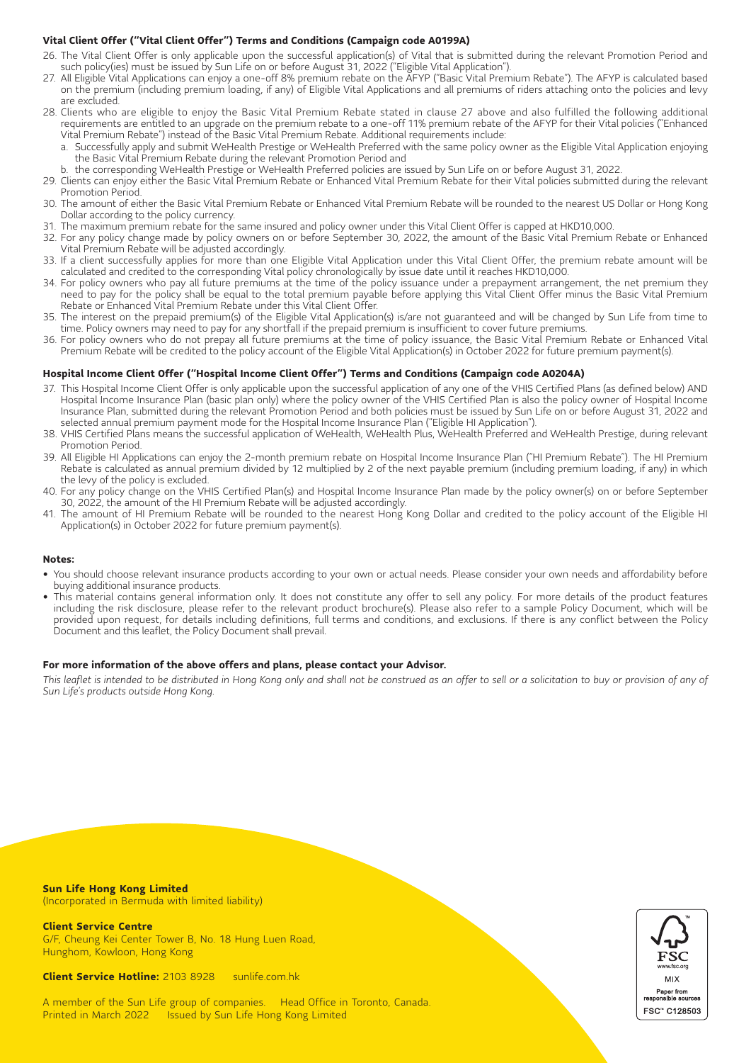### Vital Client Offer ("Vital Client Offer") Terms and Conditions (Campaign code A0199A)

26. The Vital Client Offer is only applicable upon the successful application(s) of Vital that is submitted during the relevant Promotion Period and such policy(ies) must be issued by Sun Life on or before August 31, 2022 ("Eligible Vital Application").
27. All Eligible Vital Applications can enjoy a one-off 8% premium rebate on the AFYP ("Basic Vital Premium Rebate"). The AFYP is calculated based on the premium (including premium loading, if any) of Eligible Vital Applications and all premiums of riders attaching onto the policies and levy are excluded.
28. Clients who are eligible to enjoy the Basic Vital Premium Rebate stated in clause 27 above and also fulfilled the following additional requirements are entitled to an upgrade on the premium rebate to a one-off 11% premium rebate of the AFYP for their Vital policies ("Enhanced Vital Premium Rebate") instead of the Basic Vital Premium Rebate. Additional requirements include:
    a. Successfully apply and submit WeHealth Prestige or WeHealth Preferred with the same policy owner as the Eligible Vital Application enjoying the Basic Vital Premium Rebate during the relevant Promotion Period and
    b. the corresponding WeHealth Prestige or WeHealth Preferred policies are issued by Sun Life on or before August 31, 2022.
29. Clients can enjoy either the Basic Vital Premium Rebate or Enhanced Vital Premium Rebate for their Vital policies submitted during the relevant Promotion Period.
30. The amount of either the Basic Vital Premium Rebate or Enhanced Vital Premium Rebate will be rounded to the nearest US Dollar or Hong Kong Dollar according to the policy currency.
31. The maximum premium rebate for the same insured and policy owner under this Vital Client Offer is capped at HKD10,000.
32. For any policy change made by policy owners on or before September 30, 2022, the amount of the Basic Vital Premium Rebate or Enhanced Vital Premium Rebate will be adjusted accordingly.
33. If a client successfully applies for more than one Eligible Vital Application under this Vital Client Offer, the premium rebate amount will be calculated and credited to the corresponding Vital policy chronologically by issue date until it reaches HKD10,000.
34. For policy owners who pay all future premiums at the time of the policy issuance under a prepayment arrangement, the net premium they need to pay for the policy shall be equal to the total premium payable before applying this Vital Client Offer minus the Basic Vital Premium Rebate or Enhanced Vital Premium Rebate under this Vital Client Offer.
35. The interest on the prepaid premium(s) of the Eligible Vital Application(s) is/are not guaranteed and will be changed by Sun Life from time to time. Policy owners may need to pay for any shortfall if the prepaid premium is insufficient to cover future premiums.
36. For policy owners who do not prepay all future premiums at the time of policy issuance, the Basic Vital Premium Rebate or Enhanced Vital Premium Rebate will be credited to the policy account of the Eligible Vital Application(s) in October 2022 for future premium payment(s).

### Hospital Income Client Offer ("Hospital Income Client Offer") Terms and Conditions (Campaign code A0204A)

37. This Hospital Income Client Offer is only applicable upon the successful application of any one of the VHIS Certified Plans (as defined below) AND Hospital Income Insurance Plan (basic plan only) where the policy owner of the VHIS Certified Plan is also the policy owner of Hospital Income Insurance Plan, submitted during the relevant Promotion Period and both policies must be issued by Sun Life on or before August 31, 2022 and selected annual premium payment mode for the Hospital Income Insurance Plan ("Eligible HI Application").
38. VHIS Certified Plans means the successful application of WeHealth, WeHealth Plus, WeHealth Preferred and WeHealth Prestige, during relevant Promotion Period.
39. All Eligible HI Applications can enjoy the 2-month premium rebate on Hospital Income Insurance Plan ("HI Premium Rebate"). The HI Premium Rebate is calculated as annual premium divided by 12 multiplied by 2 of the next payable premium (including premium loading, if any) in which the levy of the policy is excluded.
40. For any policy change on the VHIS Certified Plan(s) and Hospital Income Insurance Plan made by the policy owner(s) on or before September 30, 2022, the amount of the HI Premium Rebate will be adjusted accordingly.
41. The amount of HI Premium Rebate will be rounded to the nearest Hong Kong Dollar and credited to the policy account of the Eligible HI Application(s) in October 2022 for future premium payment(s).

**Notes:**

- You should choose relevant insurance products according to your own or actual needs. Please consider your own needs and affordability before buying additional insurance products.
- This material contains general information only. It does not constitute any offer to sell any policy. For more details of the product features including the risk disclosure, please refer to the relevant product brochure(s). Please also refer to a sample Policy Document, which will be provided upon request, for details including definitions, full terms and conditions, and exclusions. If there is any conflict between the Policy Document and this leaflet, the Policy Document shall prevail.

**For more information of the above offers and plans, please contact your Advisor.**

*This leaflet is intended to be distributed in Hong Kong only and shall not be construed as an offer to sell or a solicitation to buy or provision of any of Sun Life's products outside Hong Kong.*

**Sun Life Hong Kong Limited**
(Incorporated in Bermuda with limited liability)

**Client Service Centre**
G/F, Cheung Kei Center Tower B, No. 18 Hung Luen Road, Hunghom, Kowloon, Hong Kong

**Client Service Hotline:** 2103 8928 sunlife.com.hk

A member of the Sun Life group of companies. Head Office in Toronto, Canada.
Printed in March 2022 Issued by Sun Life Hong Kong Limited

FSC www.fsc.org MIX Paper from responsible sources FSC™ C128503